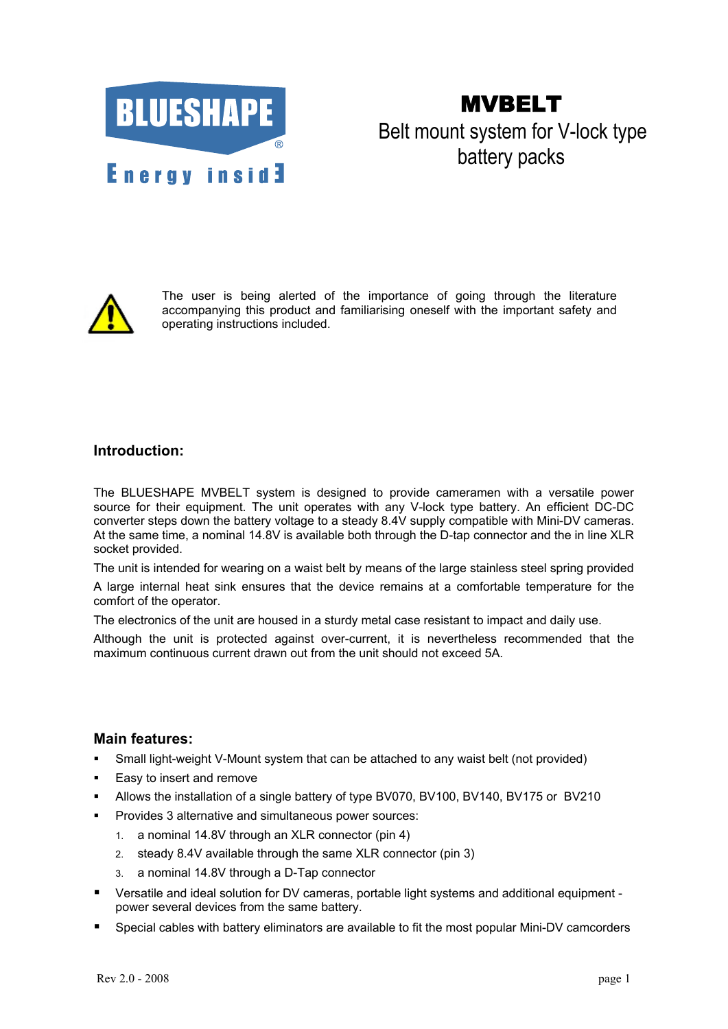BLUESHAPE®

Energy insid∃

# MVBELT

Belt mount system for V-lock type battery packs

The user is being alerted of the importance of going through the literature accompanying this product and familiarising oneself with the important safety and operating instructions included.

## Introduction:

The BLUESHAPE MVBELT system is designed to provide cameramen with a versatile power source for their equipment. The unit operates with any V-lock type battery. An efficient DC-DC converter steps down the battery voltage to a steady 8.4V supply compatible with Mini-DV cameras. At the same time, a nominal 14.8V is available both through the D-tap connector and the in line XLR socket provided.

The unit is intended for wearing on a waist belt by means of the large stainless steel spring provided

A large internal heat sink ensures that the device remains at a comfortable temperature for the comfort of the operator.

The electronics of the unit are housed in a sturdy metal case resistant to impact and daily use.

Although the unit is protected against over-current, it is nevertheless recommended that the maximum continuous current drawn out from the unit should not exceed 5A.

## Main features:

- Small light-weight V-Mount system that can be attached to any waist belt (not provided)
- Easy to insert and remove
- Allows the installation of a single battery of type BV070, BV100, BV140, BV175 or BV210
- Provides 3 alternative and simultaneous power sources:
  1. a nominal 14.8V through an XLR connector (pin 4)
  2. steady 8.4V available through the same XLR connector (pin 3)
  3. a nominal 14.8V through a D-Tap connector
- Versatile and ideal solution for DV cameras, portable light systems and additional equipment - power several devices from the same battery.
- Special cables with battery eliminators are available to fit the most popular Mini-DV camcorders

Rev 2.0 - 2008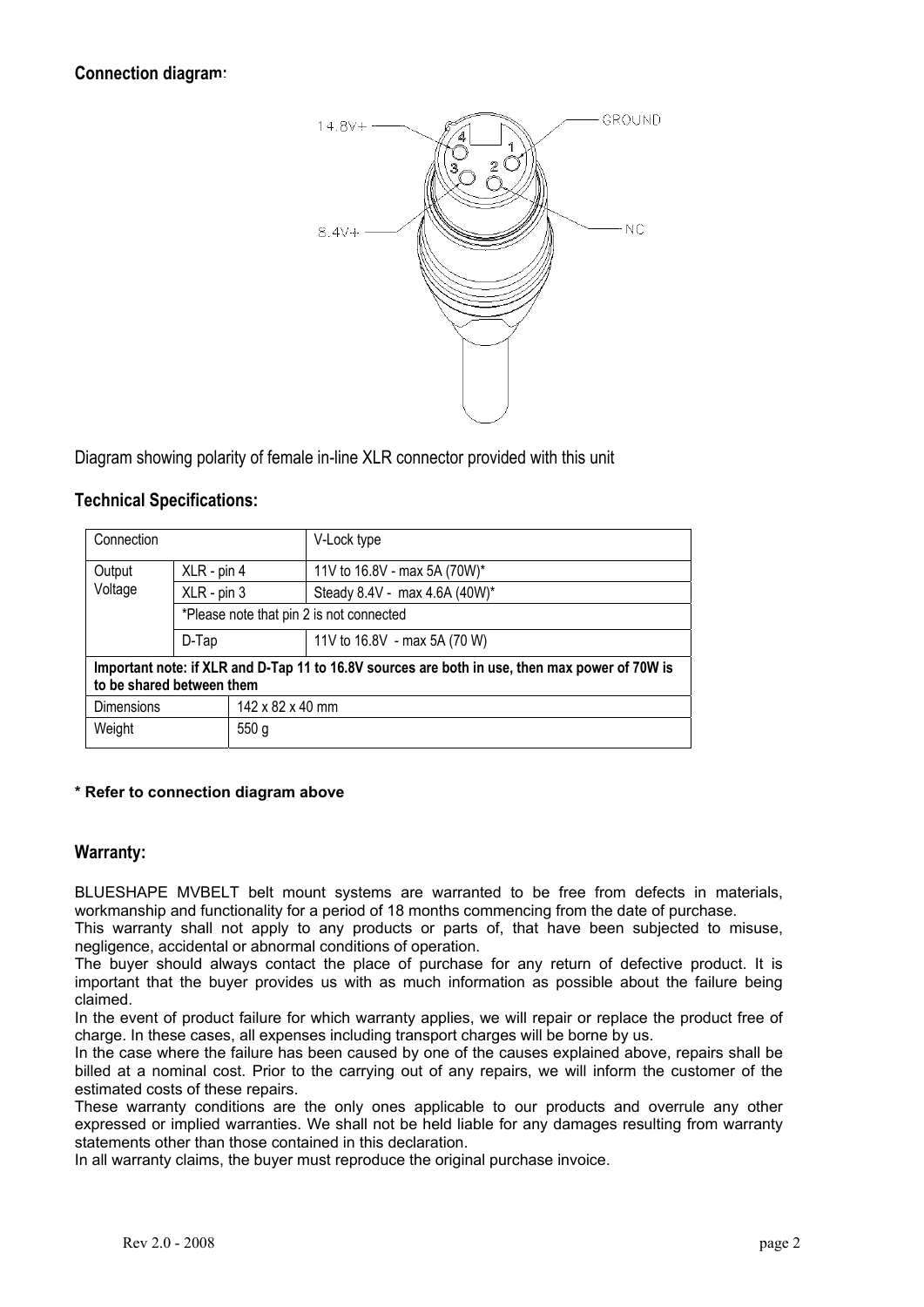## Connection diagram:

14.8V+

GROUND

8.4V+

NC

Diagram showing polarity of female in-line XLR connector provided with this unit

## Technical Specifications:

| | | |
|---|---|---|
| Connection | | V-Lock type |
| Output Voltage | XLR - pin 4 | 11V to 16.8V - max 5A (70W)* |
| | XLR - pin 3 | Steady 8.4V - max 4.6A (40W)* |
| | *Please note that pin 2 is not connected | |
| | D-Tap | 11V to 16.8V - max 5A (70 W) |
| **Important note: if XLR and D-Tap 11 to 16.8V sources are both in use, then max power of 70W is to be shared between them** | | |
| Dimensions | 142 x 82 x 40 mm | |
| Weight | 550 g | |

**\* Refer to connection diagram above**

## Warranty:

BLUESHAPE MVBELT belt mount systems are warranted to be free from defects in materials, workmanship and functionality for a period of 18 months commencing from the date of purchase.
This warranty shall not apply to any products or parts of, that have been subjected to misuse, negligence, accidental or abnormal conditions of operation.
The buyer should always contact the place of purchase for any return of defective product. It is important that the buyer provides us with as much information as possible about the failure being claimed.
In the event of product failure for which warranty applies, we will repair or replace the product free of charge. In these cases, all expenses including transport charges will be borne by us.
In the case where the failure has been caused by one of the causes explained above, repairs shall be billed at a nominal cost. Prior to the carrying out of any repairs, we will inform the customer of the estimated costs of these repairs.
These warranty conditions are the only ones applicable to our products and overrule any other expressed or implied warranties. We shall not be held liable for any damages resulting from warranty statements other than those contained in this declaration.
In all warranty claims, the buyer must reproduce the original purchase invoice.

Rev 2.0 - 2008